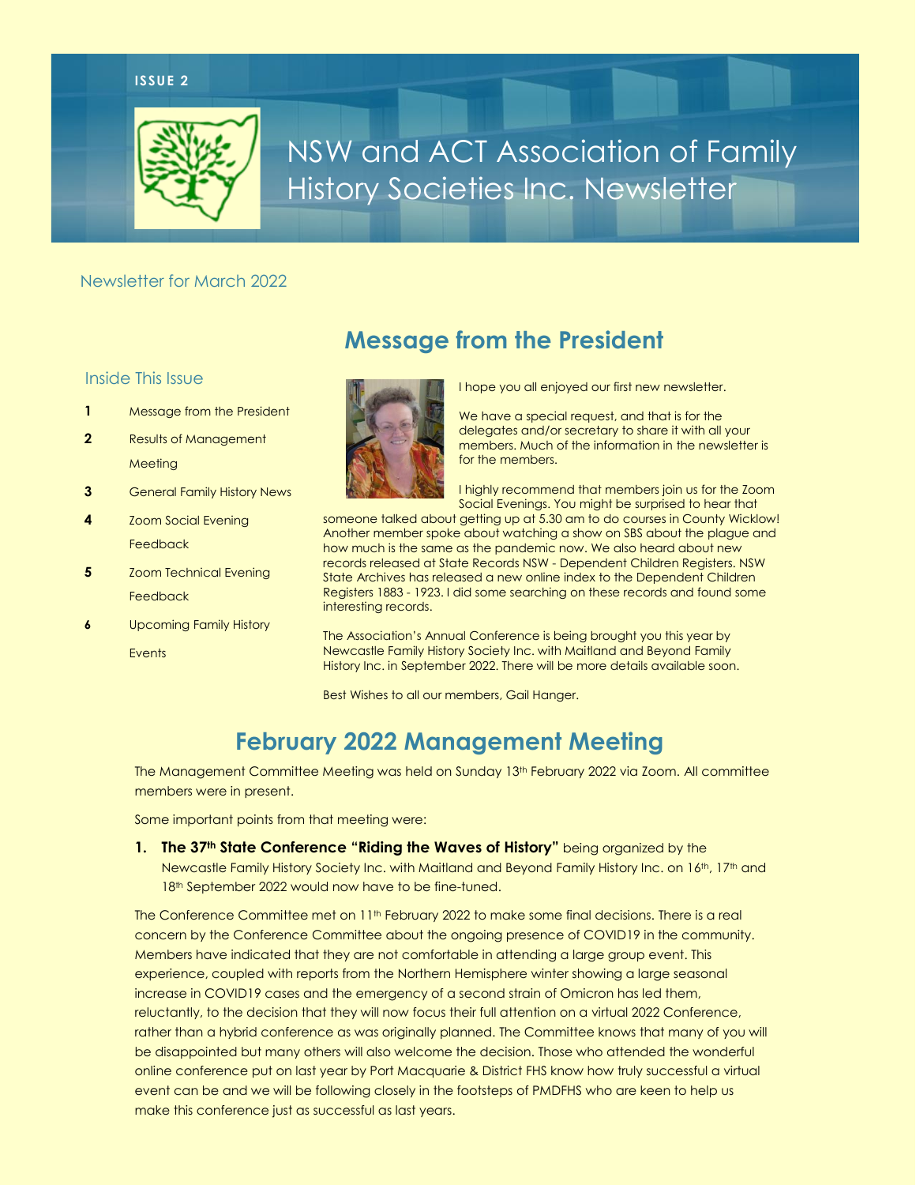ISSUE 2

# NSW and ACT Association of Family History Societies Inc. Newsletter

Newsletter for March 2022

## Inside This Issue

1. Message from the President
2. Results of Management Meeting
3. General Family History News
4. Zoom Social Evening Feedback
5. Zoom Technical Evening Feedback
6. Upcoming Family History Events

## Message from the President

I hope you all enjoyed our first new newsletter.

We have a special request, and that is for the delegates and/or secretary to share it with all your members. Much of the information in the newsletter is for the members.

I highly recommend that members join us for the Zoom Social Evenings. You might be surprised to hear that someone talked about getting up at 5.30 am to do courses in County Wicklow! Another member spoke about watching a show on SBS about the plague and how much is the same as the pandemic now. We also heard about new records released at State Records NSW - Dependent Children Registers. NSW State Archives has released a new online index to the Dependent Children Registers 1883 - 1923. I did some searching on these records and found some interesting records.

The Association's Annual Conference is being brought you this year by Newcastle Family History Society Inc. with Maitland and Beyond Family History Inc. in September 2022. There will be more details available soon.

Best Wishes to all our members, Gail Hanger.

## February 2022 Management Meeting

The Management Committee Meeting was held on Sunday 13th February 2022 via Zoom. All committee members were in present.

Some important points from that meeting were:

1. **The 37th State Conference "Riding the Waves of History"** being organized by the Newcastle Family History Society Inc. with Maitland and Beyond Family History Inc. on 16th, 17th and 18th September 2022 would now have to be fine-tuned.

The Conference Committee met on 11th February 2022 to make some final decisions. There is a real concern by the Conference Committee about the ongoing presence of COVID19 in the community. Members have indicated that they are not comfortable in attending a large group event. This experience, coupled with reports from the Northern Hemisphere winter showing a large seasonal increase in COVID19 cases and the emergency of a second strain of Omicron has led them, reluctantly, to the decision that they will now focus their full attention on a virtual 2022 Conference, rather than a hybrid conference as was originally planned. The Committee knows that many of you will be disappointed but many others will also welcome the decision. Those who attended the wonderful online conference put on last year by Port Macquarie & District FHS know how truly successful a virtual event can be and we will be following closely in the footsteps of PMDFHS who are keen to help us make this conference just as successful as last years.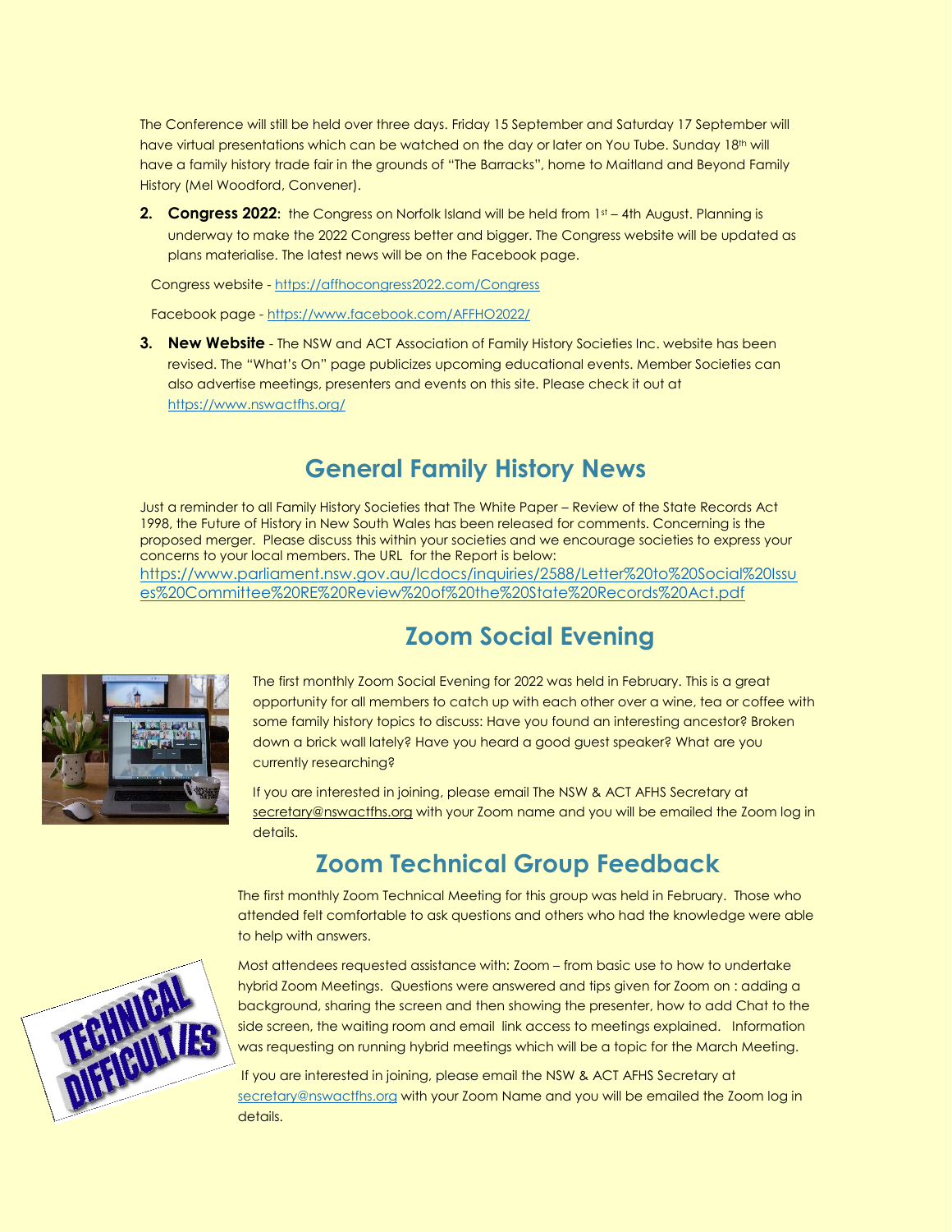The Conference will still be held over three days. Friday 15 September and Saturday 17 September will have virtual presentations which can be watched on the day or later on You Tube. Sunday 18th will have a family history trade fair in the grounds of "The Barracks", home to Maitland and Beyond Family History (Mel Woodford, Convener).

2. **Congress 2022:** the Congress on Norfolk Island will be held from 1st – 4th August. Planning is underway to make the 2022 Congress better and bigger. The Congress website will be updated as plans materialise. The latest news will be on the Facebook page.

   Congress website - https://affhocongress2022.com/Congress

   Facebook page - https://www.facebook.com/AFFHO2022/

3. **New Website** - The NSW and ACT Association of Family History Societies Inc. website has been revised. The "What's On" page publicizes upcoming educational events. Member Societies can also advertise meetings, presenters and events on this site. Please check it out at https://www.nswactfhs.org/

## General Family History News

Just a reminder to all Family History Societies that The White Paper – Review of the State Records Act 1998, the Future of History in New South Wales has been released for comments. Concerning is the proposed merger. Please discuss this within your societies and we encourage societies to express your concerns to your local members. The URL for the Report is below:
https://www.parliament.nsw.gov.au/lcdocs/inquiries/2588/Letter%20to%20Social%20Issues%20Committee%20RE%20Review%20of%20the%20State%20Records%20Act.pdf

## Zoom Social Evening

The first monthly Zoom Social Evening for 2022 was held in February. This is a great opportunity for all members to catch up with each other over a wine, tea or coffee with some family history topics to discuss: Have you found an interesting ancestor? Broken down a brick wall lately? Have you heard a good guest speaker? What are you currently researching?

If you are interested in joining, please email The NSW & ACT AFHS Secretary at secretary@nswactfhs.org with your Zoom name and you will be emailed the Zoom log in details.

## Zoom Technical Group Feedback

The first monthly Zoom Technical Meeting for this group was held in February. Those who attended felt comfortable to ask questions and others who had the knowledge were able to help with answers.

Most attendees requested assistance with: Zoom – from basic use to how to undertake hybrid Zoom Meetings. Questions were answered and tips given for Zoom on : adding a background, sharing the screen and then showing the presenter, how to add Chat to the side screen, the waiting room and email link access to meetings explained. Information was requesting on running hybrid meetings which will be a topic for the March Meeting.

If you are interested in joining, please email the NSW & ACT AFHS Secretary at secretary@nswactfhs.org with your Zoom Name and you will be emailed the Zoom log in details.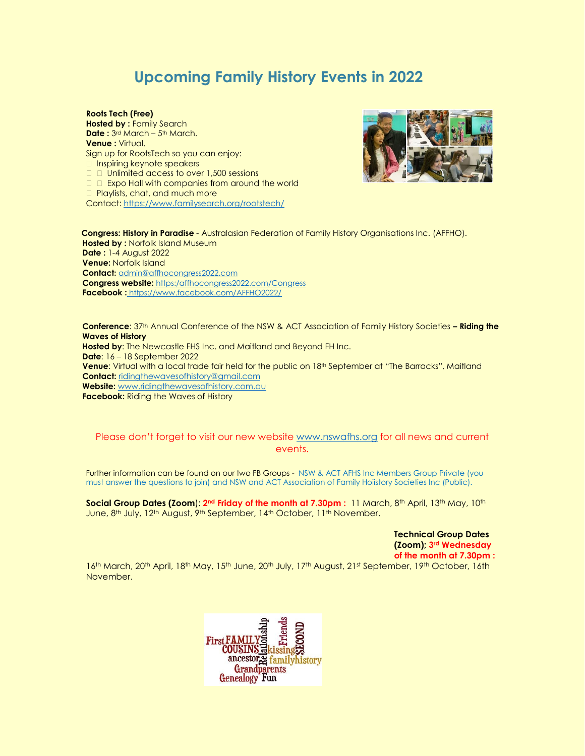# Upcoming Family History Events in 2022

**Roots Tech (Free)**
**Hosted by :** Family Search
**Date :** 3rd March – 5th March.
**Venue :** Virtual.
Sign up for RootsTech so you can enjoy:

- Inspiring keynote speakers
- Unlimited access to over 1,500 sessions
- Expo Hall with companies from around the world
- Playlists, chat, and much more

Contact: https://www.familysearch.org/rootstech/

**Congress: History in Paradise** - Australasian Federation of Family History Organisations Inc. (AFFHO).
**Hosted by :** Norfolk Island Museum
**Date :** 1-4 August 2022
**Venue:** Norfolk Island
**Contact:** admin@affhocongress2022.com
**Congress website:** https:/affhocongress2022.com/Congress
**Facebook :** https://www.facebook.com/AFFHO2022/

**Conference**: 37th Annual Conference of the NSW & ACT Association of Family History Societies **– Riding the Waves of History**
**Hosted by**: The Newcastle FHS Inc. and Maitland and Beyond FH Inc.
**Date**: 16 – 18 September 2022
**Venue**: Virtual with a local trade fair held for the public on 18th September at "The Barracks", Maitland
**Contact:** ridingthewavesofhistory@gmail.com
**Website:** www.ridingthewavesofhistory.com.au
**Facebook:** Riding the Waves of History

Please don't forget to visit our new website www.nswafhs.org for all news and current events.

Further information can be found on our two FB Groups - NSW & ACT AFHS Inc Members Group Private (you must answer the questions to join) and NSW and ACT Association of Family Hoiistory Societies Inc (Public).

**Social Group Dates (Zoom)**: **2nd Friday of the month at 7.30pm :** 11 March, 8th April, 13th May, 10th June, 8th July, 12th August, 9th September, 14th October, 11th November.

**Technical Group Dates (Zoom); 3rd Wednesday of the month at 7.30pm :**
16th March, 20th April, 18th May, 15th June, 20th July, 17th August, 21st September, 19th October, 16th November.